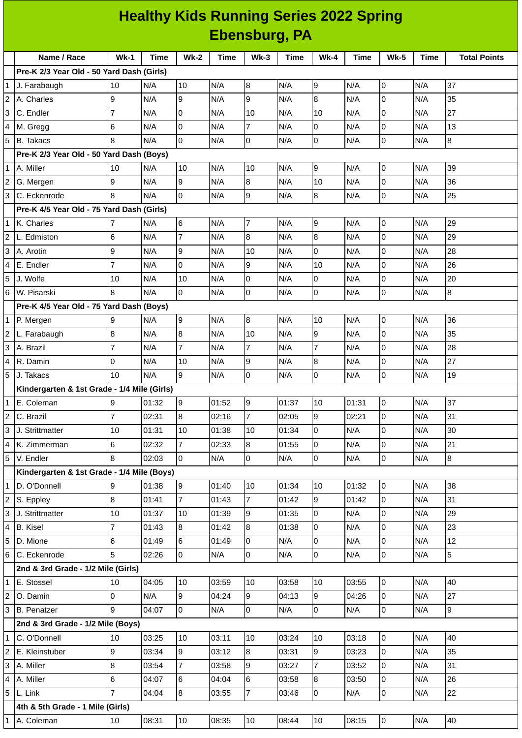# Healthy Kids Running Series 2022 Spring
## Ebensburg, PA

| | Name / Race | Wk-1 | Time | Wk-2 | Time | Wk-3 | Time | Wk-4 | Time | Wk-5 | Time | Total Points |
|---|---|---|---|---|---|---|---|---|---|---|---|---|
| | **Pre-K 2/3 Year Old - 50 Yard Dash (Girls)** | | | | | | | | | | | |
| 1 | J. Farabaugh | 10 | N/A | 10 | N/A | 8 | N/A | 9 | N/A | 0 | N/A | 37 |
| 2 | A. Charles | 9 | N/A | 9 | N/A | 9 | N/A | 8 | N/A | 0 | N/A | 35 |
| 3 | C. Endler | 7 | N/A | 0 | N/A | 10 | N/A | 10 | N/A | 0 | N/A | 27 |
| 4 | M. Gregg | 6 | N/A | 0 | N/A | 7 | N/A | 0 | N/A | 0 | N/A | 13 |
| 5 | B. Takacs | 8 | N/A | 0 | N/A | 0 | N/A | 0 | N/A | 0 | N/A | 8 |
| | **Pre-K 2/3 Year Old - 50 Yard Dash (Boys)** | | | | | | | | | | | |
| 1 | A. Miller | 10 | N/A | 10 | N/A | 10 | N/A | 9 | N/A | 0 | N/A | 39 |
| 2 | G. Mergen | 9 | N/A | 9 | N/A | 8 | N/A | 10 | N/A | 0 | N/A | 36 |
| 3 | C. Eckenrode | 8 | N/A | 0 | N/A | 9 | N/A | 8 | N/A | 0 | N/A | 25 |
| | **Pre-K 4/5 Year Old - 75 Yard Dash (Girls)** | | | | | | | | | | | |
| 1 | K. Charles | 7 | N/A | 6 | N/A | 7 | N/A | 9 | N/A | 0 | N/A | 29 |
| 2 | L. Edmiston | 6 | N/A | 7 | N/A | 8 | N/A | 8 | N/A | 0 | N/A | 29 |
| 3 | A. Arotin | 9 | N/A | 9 | N/A | 10 | N/A | 0 | N/A | 0 | N/A | 28 |
| 4 | E. Endler | 7 | N/A | 0 | N/A | 9 | N/A | 10 | N/A | 0 | N/A | 26 |
| 5 | J. Wolfe | 10 | N/A | 10 | N/A | 0 | N/A | 0 | N/A | 0 | N/A | 20 |
| 6 | W. Pisarski | 8 | N/A | 0 | N/A | 0 | N/A | 0 | N/A | 0 | N/A | 8 |
| | **Pre-K 4/5 Year Old - 75 Yard Dash (Boys)** | | | | | | | | | | | |
| 1 | P. Mergen | 9 | N/A | 9 | N/A | 8 | N/A | 10 | N/A | 0 | N/A | 36 |
| 2 | L. Farabaugh | 8 | N/A | 8 | N/A | 10 | N/A | 9 | N/A | 0 | N/A | 35 |
| 3 | A. Brazil | 7 | N/A | 7 | N/A | 7 | N/A | 7 | N/A | 0 | N/A | 28 |
| 4 | R. Damin | 0 | N/A | 10 | N/A | 9 | N/A | 8 | N/A | 0 | N/A | 27 |
| 5 | J. Takacs | 10 | N/A | 9 | N/A | 0 | N/A | 0 | N/A | 0 | N/A | 19 |
| | **Kindergarten & 1st Grade - 1/4 Mile (Girls)** | | | | | | | | | | | |
| 1 | E. Coleman | 9 | 01:32 | 9 | 01:52 | 9 | 01:37 | 10 | 01:31 | 0 | N/A | 37 |
| 2 | C. Brazil | 7 | 02:31 | 8 | 02:16 | 7 | 02:05 | 9 | 02:21 | 0 | N/A | 31 |
| 3 | J. Strittmatter | 10 | 01:31 | 10 | 01:38 | 10 | 01:34 | 0 | N/A | 0 | N/A | 30 |
| 4 | K. Zimmerman | 6 | 02:32 | 7 | 02:33 | 8 | 01:55 | 0 | N/A | 0 | N/A | 21 |
| 5 | V. Endler | 8 | 02:03 | 0 | N/A | 0 | N/A | 0 | N/A | 0 | N/A | 8 |
| | **Kindergarten & 1st Grade - 1/4 Mile (Boys)** | | | | | | | | | | | |
| 1 | D. O'Donnell | 9 | 01:38 | 9 | 01:40 | 10 | 01:34 | 10 | 01:32 | 0 | N/A | 38 |
| 2 | S. Eppley | 8 | 01:41 | 7 | 01:43 | 7 | 01:42 | 9 | 01:42 | 0 | N/A | 31 |
| 3 | J. Strittmatter | 10 | 01:37 | 10 | 01:39 | 9 | 01:35 | 0 | N/A | 0 | N/A | 29 |
| 4 | B. Kisel | 7 | 01:43 | 8 | 01:42 | 8 | 01:38 | 0 | N/A | 0 | N/A | 23 |
| 5 | D. Mione | 6 | 01:49 | 6 | 01:49 | 0 | N/A | 0 | N/A | 0 | N/A | 12 |
| 6 | C. Eckenrode | 5 | 02:26 | 0 | N/A | 0 | N/A | 0 | N/A | 0 | N/A | 5 |
| | **2nd & 3rd Grade - 1/2 Mile (Girls)** | | | | | | | | | | | |
| 1 | E. Stossel | 10 | 04:05 | 10 | 03:59 | 10 | 03:58 | 10 | 03:55 | 0 | N/A | 40 |
| 2 | O. Damin | 0 | N/A | 9 | 04:24 | 9 | 04:13 | 9 | 04:26 | 0 | N/A | 27 |
| 3 | B. Penatzer | 9 | 04:07 | 0 | N/A | 0 | N/A | 0 | N/A | 0 | N/A | 9 |
| | **2nd & 3rd Grade - 1/2 Mile (Boys)** | | | | | | | | | | | |
| 1 | C. O'Donnell | 10 | 03:25 | 10 | 03:11 | 10 | 03:24 | 10 | 03:18 | 0 | N/A | 40 |
| 2 | E. Kleinstuber | 9 | 03:34 | 9 | 03:12 | 8 | 03:31 | 9 | 03:23 | 0 | N/A | 35 |
| 3 | A. Miller | 8 | 03:54 | 7 | 03:58 | 9 | 03:27 | 7 | 03:52 | 0 | N/A | 31 |
| 4 | A. Miller | 6 | 04:07 | 6 | 04:04 | 6 | 03:58 | 8 | 03:50 | 0 | N/A | 26 |
| 5 | L. Link | 7 | 04:04 | 8 | 03:55 | 7 | 03:46 | 0 | N/A | 0 | N/A | 22 |
| | **4th & 5th Grade - 1 Mile (Girls)** | | | | | | | | | | | |
| 1 | A. Coleman | 10 | 08:31 | 10 | 08:35 | 10 | 08:44 | 10 | 08:15 | 0 | N/A | 40 |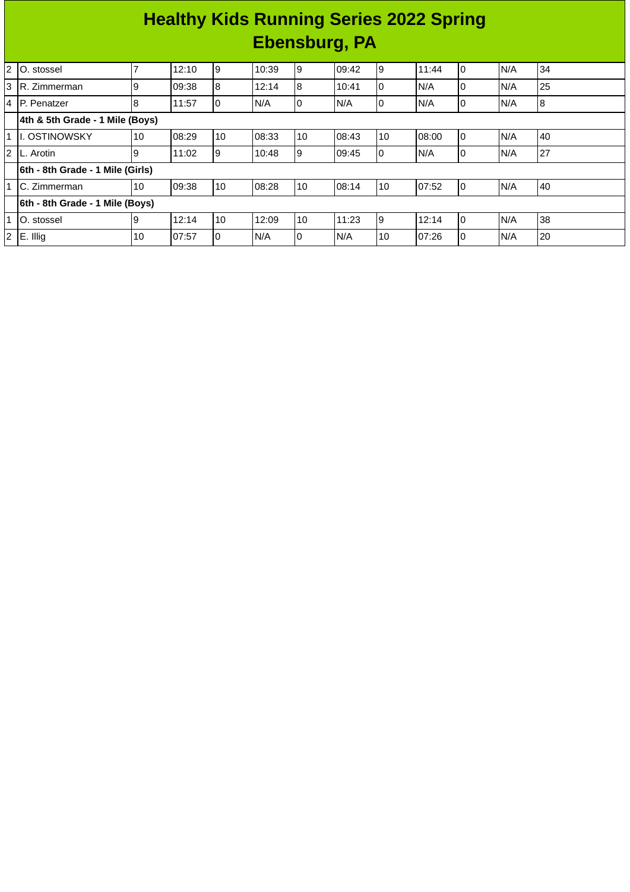# Healthy Kids Running Series 2022 Spring
## Ebensburg, PA

| | | | | | | | | | | | | |
|---|---|---|---|---|---|---|---|---|---|---|---|---|
| 2 | O. stossel | 7 | 12:10 | 9 | 10:39 | 9 | 09:42 | 9 | 11:44 | 0 | N/A | 34 |
| 3 | R. Zimmerman | 9 | 09:38 | 8 | 12:14 | 8 | 10:41 | 0 | N/A | 0 | N/A | 25 |
| 4 | P. Penatzer | 8 | 11:57 | 0 | N/A | 0 | N/A | 0 | N/A | 0 | N/A | 8 |
| | **4th & 5th Grade - 1 Mile (Boys)** | | | | | | | | | | | |
| 1 | I. OSTINOWSKY | 10 | 08:29 | 10 | 08:33 | 10 | 08:43 | 10 | 08:00 | 0 | N/A | 40 |
| 2 | L. Arotin | 9 | 11:02 | 9 | 10:48 | 9 | 09:45 | 0 | N/A | 0 | N/A | 27 |
| | **6th - 8th Grade - 1 Mile (Girls)** | | | | | | | | | | | |
| 1 | C. Zimmerman | 10 | 09:38 | 10 | 08:28 | 10 | 08:14 | 10 | 07:52 | 0 | N/A | 40 |
| | **6th - 8th Grade - 1 Mile (Boys)** | | | | | | | | | | | |
| 1 | O. stossel | 9 | 12:14 | 10 | 12:09 | 10 | 11:23 | 9 | 12:14 | 0 | N/A | 38 |
| 2 | E. Illig | 10 | 07:57 | 0 | N/A | 0 | N/A | 10 | 07:26 | 0 | N/A | 20 |